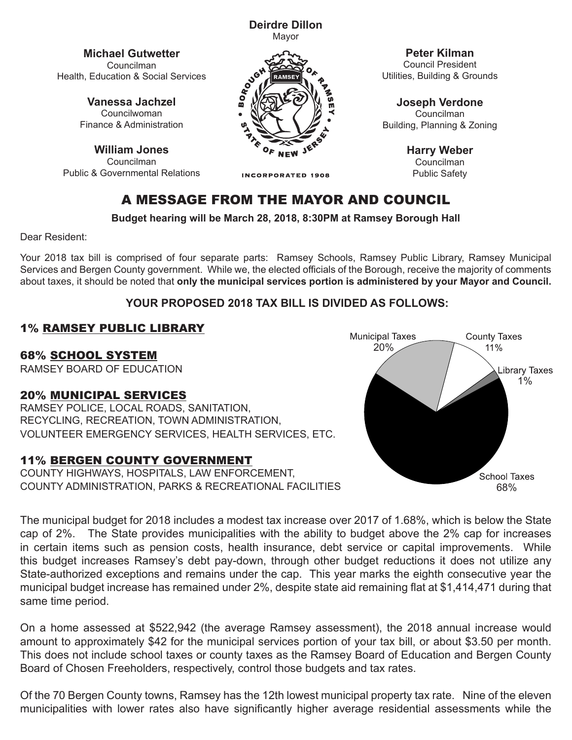**Deirdre Dillon**
Mayor

**Michael Gutwetter**
Councilman
Health, Education & Social Services

**Vanessa Jachzel**
Councilwoman
Finance & Administration

**William Jones**
Councilman
Public & Governmental Relations

BOROUGH OF RAMSEY • STATE OF NEW JERSEY • RAMSEY

INCORPORATED 1908

**Peter Kilman**
Council President
Utilities, Building & Grounds

**Joseph Verdone**
Councilman
Building, Planning & Zoning

**Harry Weber**
Councilman
Public Safety

# A MESSAGE FROM THE MAYOR AND COUNCIL

**Budget hearing will be March 28, 2018, 8:30PM at Ramsey Borough Hall**

Dear Resident:

Your 2018 tax bill is comprised of four separate parts: Ramsey Schools, Ramsey Public Library, Ramsey Municipal Services and Bergen County government. While we, the elected officials of the Borough, receive the majority of comments about taxes, it should be noted that **only the municipal services portion is administered by your Mayor and Council.**

**YOUR PROPOSED 2018 TAX BILL IS DIVIDED AS FOLLOWS:**

## 1% RAMSEY PUBLIC LIBRARY

## 68% SCHOOL SYSTEM

RAMSEY BOARD OF EDUCATION

## 20% MUNICIPAL SERVICES

RAMSEY POLICE, LOCAL ROADS, SANITATION, RECYCLING, RECREATION, TOWN ADMINISTRATION, VOLUNTEER EMERGENCY SERVICES, HEALTH SERVICES, ETC.

## 11% BERGEN COUNTY GOVERNMENT

COUNTY HIGHWAYS, HOSPITALS, LAW ENFORCEMENT, COUNTY ADMINISTRATION, PARKS & RECREATIONAL FACILITIES

Municipal Taxes 20%
County Taxes 11%
Library Taxes 1%
School Taxes 68%

The municipal budget for 2018 includes a modest tax increase over 2017 of 1.68%, which is below the State cap of 2%. The State provides municipalities with the ability to budget above the 2% cap for increases in certain items such as pension costs, health insurance, debt service or capital improvements. While this budget increases Ramsey's debt pay-down, through other budget reductions it does not utilize any State-authorized exceptions and remains under the cap. This year marks the eighth consecutive year the municipal budget increase has remained under 2%, despite state aid remaining flat at $1,414,471 during that same time period.

On a home assessed at $522,942 (the average Ramsey assessment), the 2018 annual increase would amount to approximately $42 for the municipal services portion of your tax bill, or about $3.50 per month. This does not include school taxes or county taxes as the Ramsey Board of Education and Bergen County Board of Chosen Freeholders, respectively, control those budgets and tax rates.

Of the 70 Bergen County towns, Ramsey has the 12th lowest municipal property tax rate. Nine of the eleven municipalities with lower rates also have significantly higher average residential assessments while the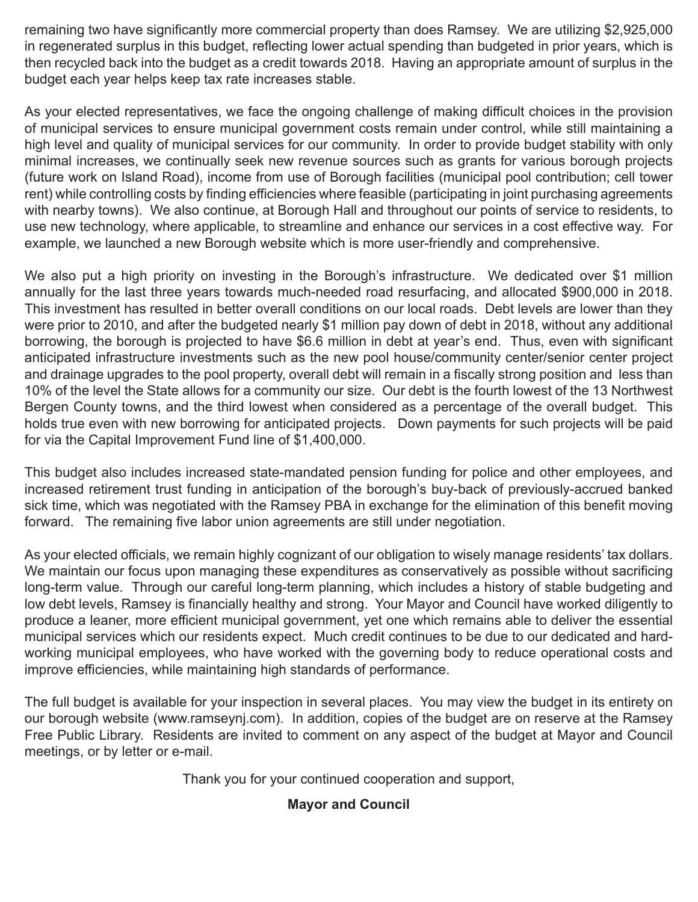remaining two have significantly more commercial property than does Ramsey. We are utilizing $2,925,000 in regenerated surplus in this budget, reflecting lower actual spending than budgeted in prior years, which is then recycled back into the budget as a credit towards 2018. Having an appropriate amount of surplus in the budget each year helps keep tax rate increases stable.

As your elected representatives, we face the ongoing challenge of making difficult choices in the provision of municipal services to ensure municipal government costs remain under control, while still maintaining a high level and quality of municipal services for our community. In order to provide budget stability with only minimal increases, we continually seek new revenue sources such as grants for various borough projects (future work on Island Road), income from use of Borough facilities (municipal pool contribution; cell tower rent) while controlling costs by finding efficiencies where feasible (participating in joint purchasing agreements with nearby towns). We also continue, at Borough Hall and throughout our points of service to residents, to use new technology, where applicable, to streamline and enhance our services in a cost effective way. For example, we launched a new Borough website which is more user-friendly and comprehensive.

We also put a high priority on investing in the Borough's infrastructure. We dedicated over $1 million annually for the last three years towards much-needed road resurfacing, and allocated $900,000 in 2018. This investment has resulted in better overall conditions on our local roads. Debt levels are lower than they were prior to 2010, and after the budgeted nearly $1 million pay down of debt in 2018, without any additional borrowing, the borough is projected to have $6.6 million in debt at year's end. Thus, even with significant anticipated infrastructure investments such as the new pool house/community center/senior center project and drainage upgrades to the pool property, overall debt will remain in a fiscally strong position and less than 10% of the level the State allows for a community our size. Our debt is the fourth lowest of the 13 Northwest Bergen County towns, and the third lowest when considered as a percentage of the overall budget. This holds true even with new borrowing for anticipated projects. Down payments for such projects will be paid for via the Capital Improvement Fund line of $1,400,000.

This budget also includes increased state-mandated pension funding for police and other employees, and increased retirement trust funding in anticipation of the borough's buy-back of previously-accrued banked sick time, which was negotiated with the Ramsey PBA in exchange for the elimination of this benefit moving forward. The remaining five labor union agreements are still under negotiation.

As your elected officials, we remain highly cognizant of our obligation to wisely manage residents' tax dollars. We maintain our focus upon managing these expenditures as conservatively as possible without sacrificing long-term value. Through our careful long-term planning, which includes a history of stable budgeting and low debt levels, Ramsey is financially healthy and strong. Your Mayor and Council have worked diligently to produce a leaner, more efficient municipal government, yet one which remains able to deliver the essential municipal services which our residents expect. Much credit continues to be due to our dedicated and hard-working municipal employees, who have worked with the governing body to reduce operational costs and improve efficiencies, while maintaining high standards of performance.

The full budget is available for your inspection in several places. You may view the budget in its entirety on our borough website (www.ramseynj.com). In addition, copies of the budget are on reserve at the Ramsey Free Public Library. Residents are invited to comment on any aspect of the budget at Mayor and Council meetings, or by letter or e-mail.

Thank you for your continued cooperation and support,

**Mayor and Council**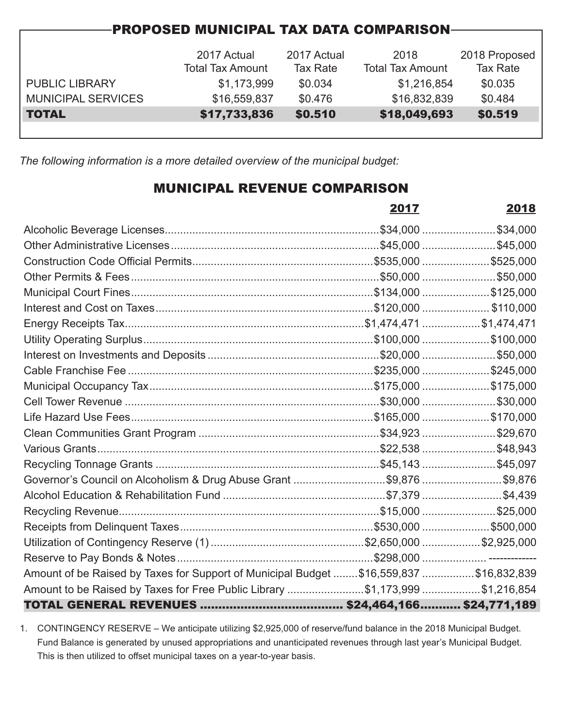## PROPOSED MUNICIPAL TAX DATA COMPARISON

| | 2017 Actual Total Tax Amount | 2017 Actual Tax Rate | 2018 Total Tax Amount | 2018 Proposed Tax Rate |
|---|---|---|---|---|
| PUBLIC LIBRARY | $1,173,999 | $0.034 | $1,216,854 | $0.035 |
| MUNICIPAL SERVICES | $16,559,837 | $0.476 | $16,832,839 | $0.484 |
| **TOTAL** | **$17,733,836** | **$0.510** | **$18,049,693** | **$0.519** |

*The following information is a more detailed overview of the municipal budget:*

## MUNICIPAL REVENUE COMPARISON

| | 2017 | 2018 |
|---|---|---|
| Alcoholic Beverage Licenses | $34,000 | $34,000 |
| Other Administrative Licenses | $45,000 | $45,000 |
| Construction Code Official Permits | $535,000 | $525,000 |
| Other Permits & Fees | $50,000 | $50,000 |
| Municipal Court Fines | $134,000 | $125,000 |
| Interest and Cost on Taxes | $120,000 | $110,000 |
| Energy Receipts Tax | $1,474,471 | $1,474,471 |
| Utility Operating Surplus | $100,000 | $100,000 |
| Interest on Investments and Deposits | $20,000 | $50,000 |
| Cable Franchise Fee | $235,000 | $245,000 |
| Municipal Occupancy Tax | $175,000 | $175,000 |
| Cell Tower Revenue | $30,000 | $30,000 |
| Life Hazard Use Fees | $165,000 | $170,000 |
| Clean Communities Grant Program | $34,923 | $29,670 |
| Various Grants | $22,538 | $48,943 |
| Recycling Tonnage Grants | $45,143 | $45,097 |
| Governor's Council on Alcoholism & Drug Abuse Grant | $9,876 | $9,876 |
| Alcohol Education & Rehabilitation Fund | $7,379 | $4,439 |
| Recycling Revenue | $15,000 | $25,000 |
| Receipts from Delinquent Taxes | $530,000 | $500,000 |
| Utilization of Contingency Reserve (1) | $2,650,000 | $2,925,000 |
| Reserve to Pay Bonds & Notes | $298,000 | ------------- |
| Amount of be Raised by Taxes for Support of Municipal Budget | $16,559,837 | $16,832,839 |
| Amount to be Raised by Taxes for Free Public Library | $1,173,999 | $1,216,854 |
| **TOTAL GENERAL REVENUES** | **$24,464,166** | **$24,771,189** |

1. CONTINGENCY RESERVE – We anticipate utilizing $2,925,000 of reserve/fund balance in the 2018 Municipal Budget. Fund Balance is generated by unused appropriations and unanticipated revenues through last year's Municipal Budget. This is then utilized to offset municipal taxes on a year-to-year basis.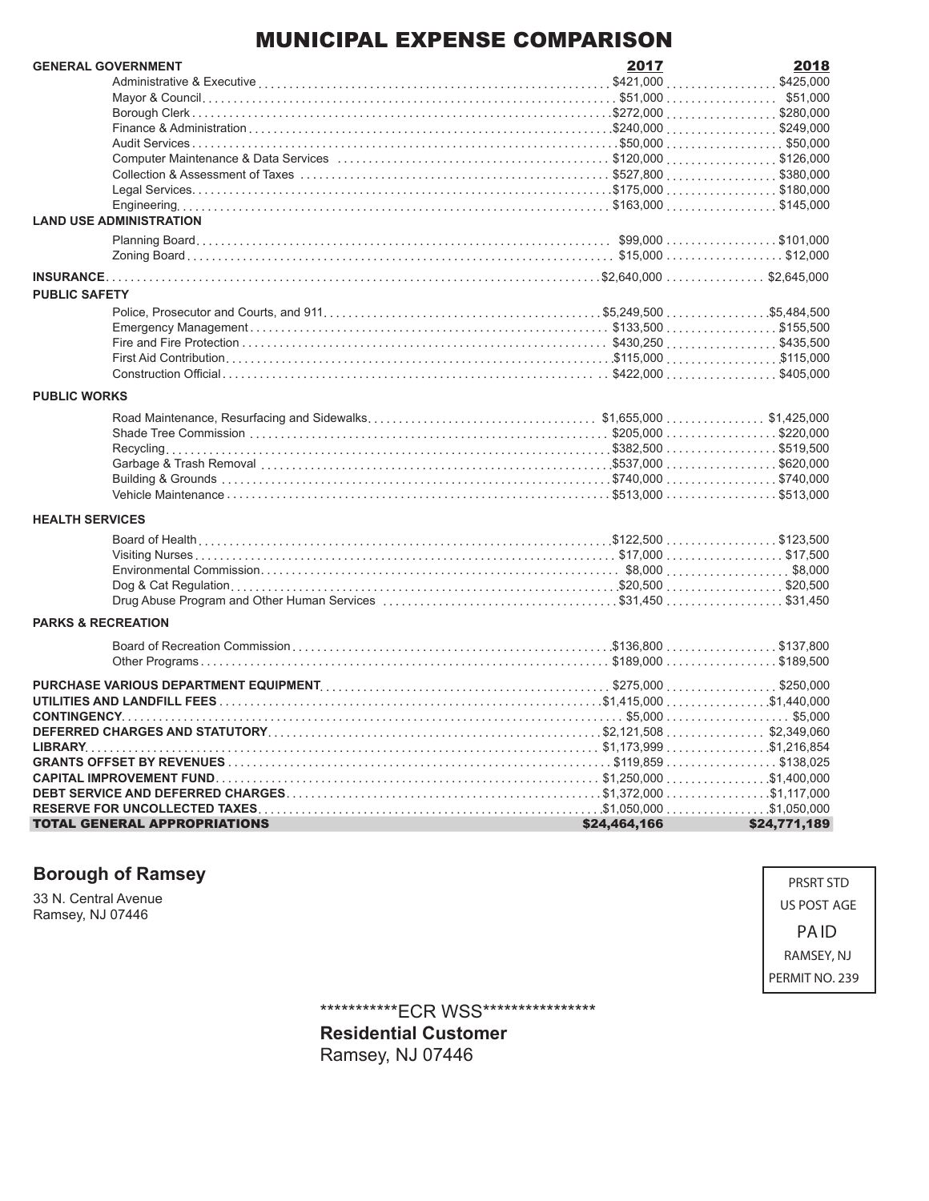# MUNICIPAL EXPENSE COMPARISON

| | 2017 | 2018 |
|---|---|---|
| **GENERAL GOVERNMENT** | | |
| Administrative & Executive | $421,000 | $425,000 |
| Mayor & Council | $51,000 | $51,000 |
| Borough Clerk | $272,000 | $280,000 |
| Finance & Administration | $240,000 | $249,000 |
| Audit Services | $50,000 | $50,000 |
| Computer Maintenance & Data Services | $120,000 | $126,000 |
| Collection & Assessment of Taxes | $527,800 | $380,000 |
| Legal Services | $175,000 | $180,000 |
| Engineering | $163,000 | $145,000 |
| **LAND USE ADMINISTRATION** | | |
| Planning Board | $99,000 | $101,000 |
| Zoning Board | $15,000 | $12,000 |
| **INSURANCE** | $2,640,000 | $2,645,000 |
| **PUBLIC SAFETY** | | |
| Police, Prosecutor and Courts, and 911 | $5,249,500 | $5,484,500 |
| Emergency Management | $133,500 | $155,500 |
| Fire and Fire Protection | $430,250 | $435,500 |
| First Aid Contribution | $115,000 | $115,000 |
| Construction Official | $422,000 | $405,000 |
| **PUBLIC WORKS** | | |
| Road Maintenance, Resurfacing and Sidewalks | $1,655,000 | $1,425,000 |
| Shade Tree Commission | $205,000 | $220,000 |
| Recycling | $382,500 | $519,500 |
| Garbage & Trash Removal | $537,000 | $620,000 |
| Building & Grounds | $740,000 | $740,000 |
| Vehicle Maintenance | $513,000 | $513,000 |
| **HEALTH SERVICES** | | |
| Board of Health | $122,500 | $123,500 |
| Visiting Nurses | $17,000 | $17,500 |
| Environmental Commission | $8,000 | $8,000 |
| Dog & Cat Regulation | $20,500 | $20,500 |
| Drug Abuse Program and Other Human Services | $31,450 | $31,450 |
| **PARKS & RECREATION** | | |
| Board of Recreation Commission | $136,800 | $137,800 |
| Other Programs | $189,000 | $189,500 |
| **PURCHASE VARIOUS DEPARTMENT EQUIPMENT** | $275,000 | $250,000 |
| **UTILITIES AND LANDFILL FEES** | $1,415,000 | $1,440,000 |
| **CONTINGENCY** | $5,000 | $5,000 |
| **DEFERRED CHARGES AND STATUTORY** | $2,121,508 | $2,349,060 |
| **LIBRARY** | $1,173,999 | $1,216,854 |
| **GRANTS OFFSET BY REVENUES** | $119,859 | $138,025 |
| **CAPITAL IMPROVEMENT FUND** | $1,250,000 | $1,400,000 |
| **DEBT SERVICE AND DEFERRED CHARGES** | $1,372,000 | $1,117,000 |
| **RESERVE FOR UNCOLLECTED TAXES** | $1,050,000 | $1,050,000 |
| **TOTAL GENERAL APPROPRIATIONS** | **$24,464,166** | **$24,771,189** |

**Borough of Ramsey**

33 N. Central Avenue
Ramsey, NJ 07446

PRSRT STD
US POSTAGE
PAID
RAMSEY, NJ
PERMIT NO. 239

***********ECR WSS****************

**Residential Customer**

Ramsey, NJ 07446